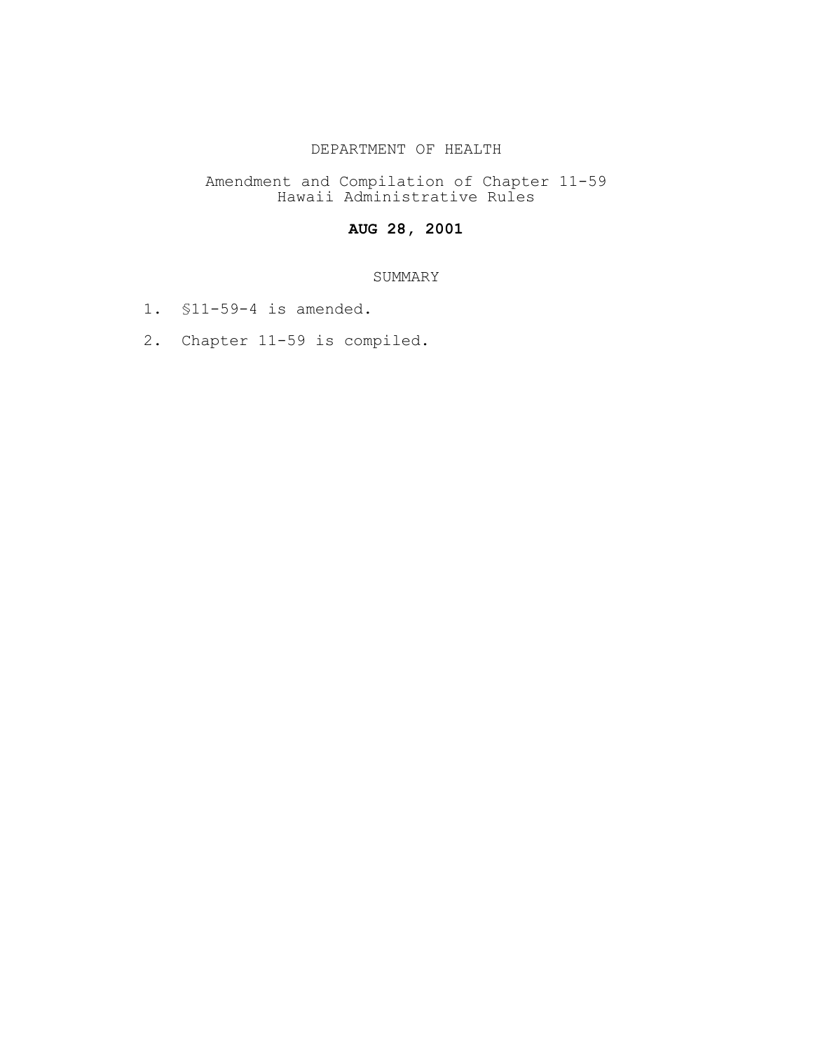# DEPARTMENT OF HEALTH

## Amendment and Compilation of Chapter 11-59
## Hawaii Administrative Rules

**AUG 28, 2001**

### SUMMARY

1. §11-59-4 is amended.
2. Chapter 11-59 is compiled.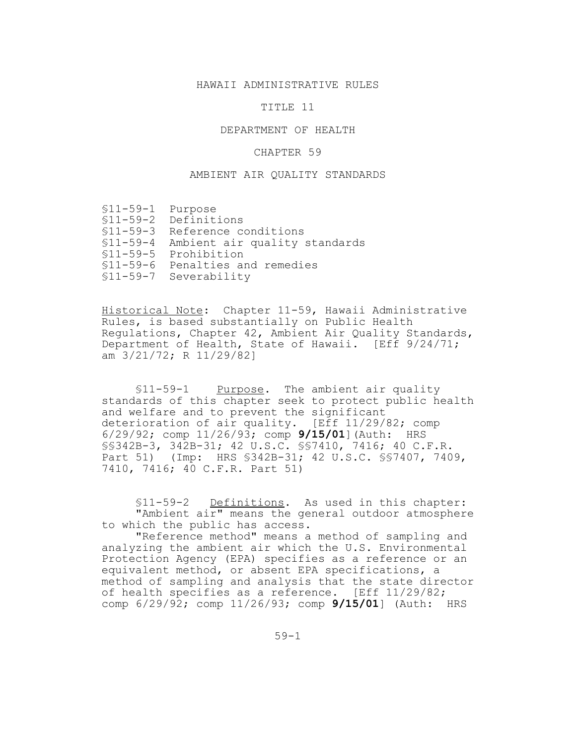HAWAII ADMINISTRATIVE RULES

TITLE 11

DEPARTMENT OF HEALTH

CHAPTER 59

AMBIENT AIR QUALITY STANDARDS

§11-59-1 Purpose
§11-59-2 Definitions
§11-59-3 Reference conditions
§11-59-4 Ambient air quality standards
§11-59-5 Prohibition
§11-59-6 Penalties and remedies
§11-59-7 Severability

Historical Note: Chapter 11-59, Hawaii Administrative Rules, is based substantially on Public Health Regulations, Chapter 42, Ambient Air Quality Standards, Department of Health, State of Hawaii. [Eff 9/24/71; am 3/21/72; R 11/29/82]

§11-59-1 Purpose. The ambient air quality standards of this chapter seek to protect public health and welfare and to prevent the significant deterioration of air quality. [Eff 11/29/82; comp 6/29/92; comp 11/26/93; comp **9/15/01**](Auth: HRS §§342B-3, 342B-31; 42 U.S.C. §§7410, 7416; 40 C.F.R. Part 51) (Imp: HRS §342B-31; 42 U.S.C. §§7407, 7409, 7410, 7416; 40 C.F.R. Part 51)

§11-59-2 Definitions. As used in this chapter:

"Ambient air" means the general outdoor atmosphere to which the public has access.

"Reference method" means a method of sampling and analyzing the ambient air which the U.S. Environmental Protection Agency (EPA) specifies as a reference or an equivalent method, or absent EPA specifications, a method of sampling and analysis that the state director of health specifies as a reference. [Eff 11/29/82; comp 6/29/92; comp 11/26/93; comp **9/15/01**] (Auth: HRS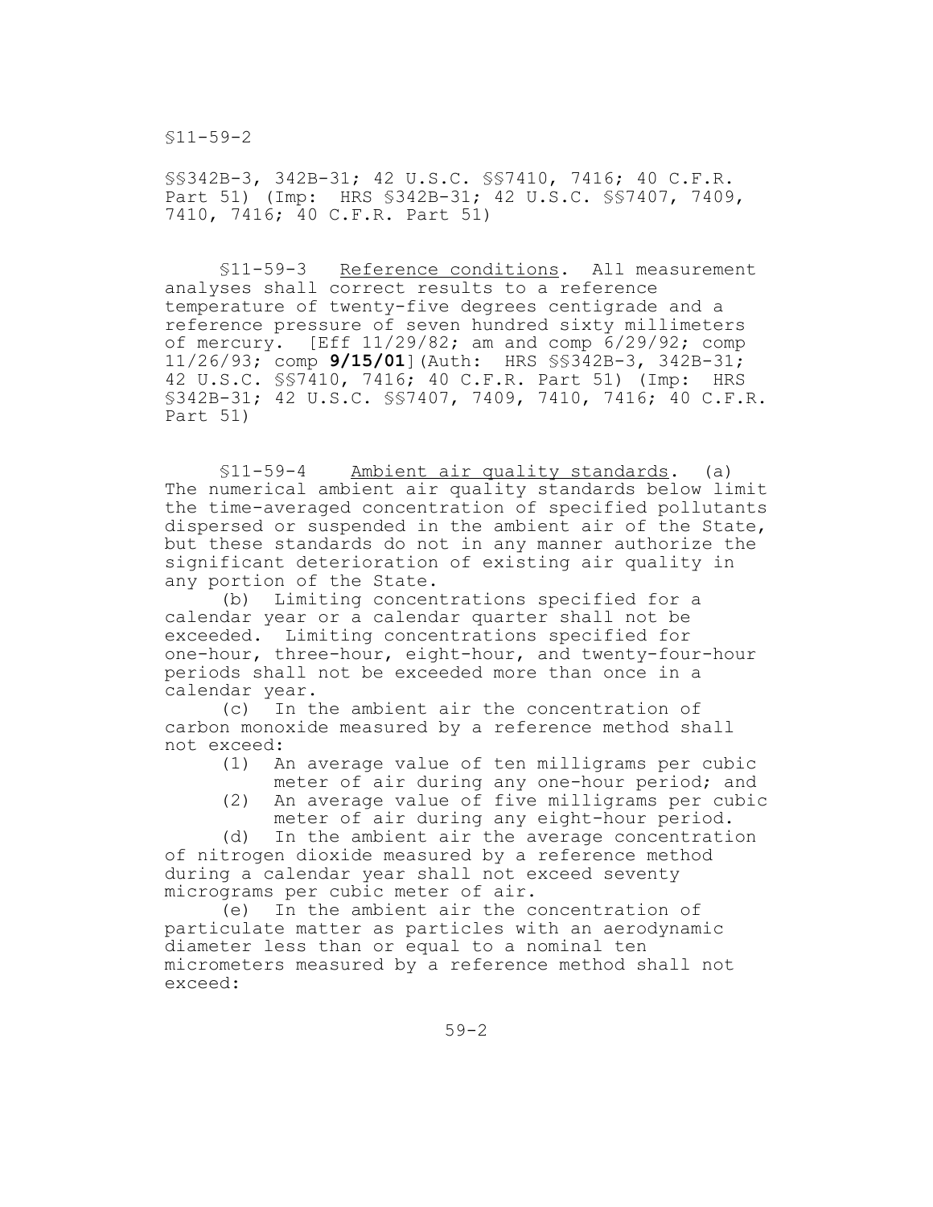§§342B-3, 342B-31; 42 U.S.C. §§7410, 7416; 40 C.F.R. Part 51) (Imp: HRS §342B-31; 42 U.S.C. §§7407, 7409, 7410, 7416; 40 C.F.R. Part 51)

§11-59-3 Reference conditions. All measurement analyses shall correct results to a reference temperature of twenty-five degrees centigrade and a reference pressure of seven hundred sixty millimeters of mercury. [Eff 11/29/82; am and comp 6/29/92; comp 11/26/93; comp **9/15/01**](Auth: HRS §§342B-3, 342B-31; 42 U.S.C. §§7410, 7416; 40 C.F.R. Part 51) (Imp: HRS §342B-31; 42 U.S.C. §§7407, 7409, 7410, 7416; 40 C.F.R. Part 51)

§11-59-4 Ambient air quality standards. (a) The numerical ambient air quality standards below limit the time-averaged concentration of specified pollutants dispersed or suspended in the ambient air of the State, but these standards do not in any manner authorize the significant deterioration of existing air quality in any portion of the State.

(b) Limiting concentrations specified for a calendar year or a calendar quarter shall not be exceeded. Limiting concentrations specified for one-hour, three-hour, eight-hour, and twenty-four-hour periods shall not be exceeded more than once in a calendar year.

(c) In the ambient air the concentration of carbon monoxide measured by a reference method shall not exceed:

(1) An average value of ten milligrams per cubic meter of air during any one-hour period; and
(2) An average value of five milligrams per cubic meter of air during any eight-hour period.

(d) In the ambient air the average concentration of nitrogen dioxide measured by a reference method during a calendar year shall not exceed seventy micrograms per cubic meter of air.

(e) In the ambient air the concentration of particulate matter as particles with an aerodynamic diameter less than or equal to a nominal ten micrometers measured by a reference method shall not exceed: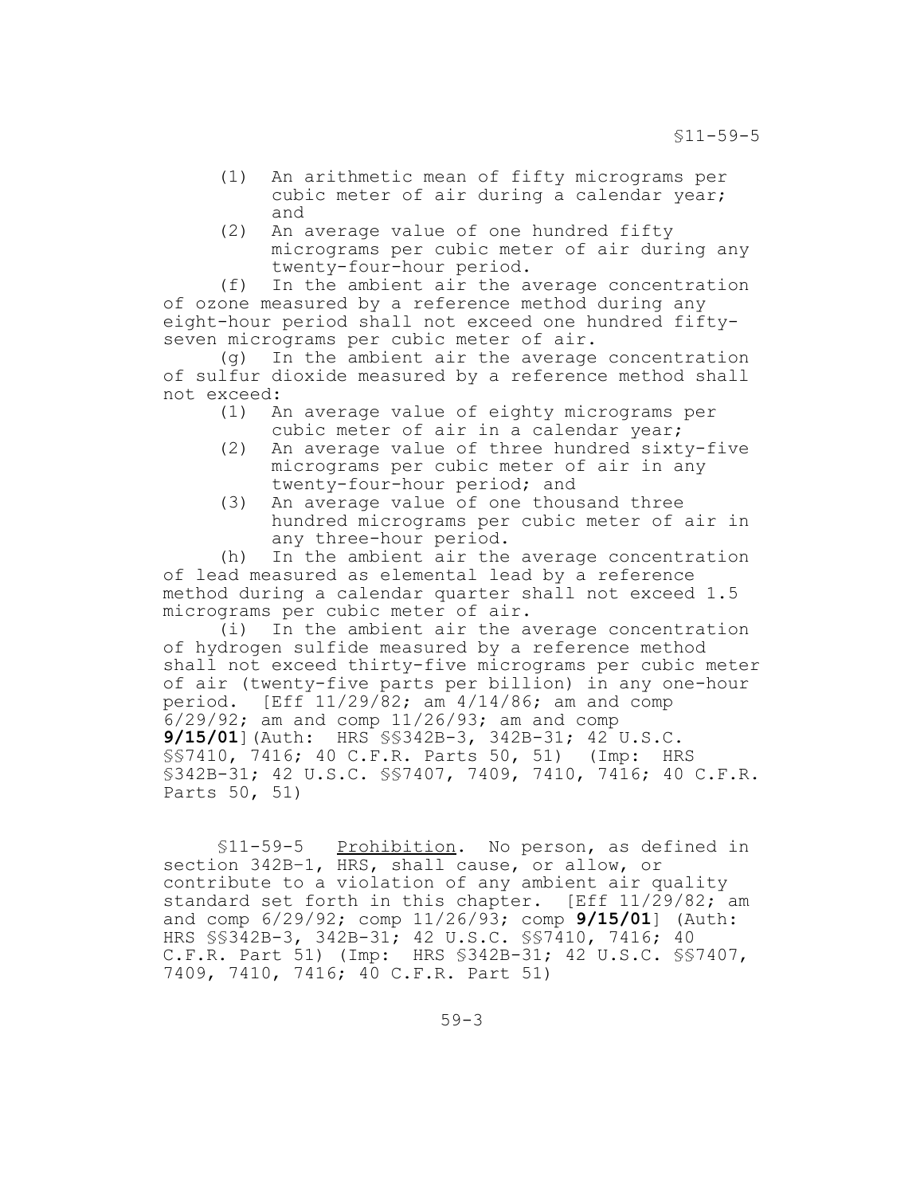(1) An arithmetic mean of fifty micrograms per cubic meter of air during a calendar year; and

(2) An average value of one hundred fifty micrograms per cubic meter of air during any twenty-four-hour period.

(f) In the ambient air the average concentration of ozone measured by a reference method during any eight-hour period shall not exceed one hundred fifty-seven micrograms per cubic meter of air.

(g) In the ambient air the average concentration of sulfur dioxide measured by a reference method shall not exceed:

(1) An average value of eighty micrograms per cubic meter of air in a calendar year;

(2) An average value of three hundred sixty-five micrograms per cubic meter of air in any twenty-four-hour period; and

(3) An average value of one thousand three hundred micrograms per cubic meter of air in any three-hour period.

(h) In the ambient air the average concentration of lead measured as elemental lead by a reference method during a calendar quarter shall not exceed 1.5 micrograms per cubic meter of air.

(i) In the ambient air the average concentration of hydrogen sulfide measured by a reference method shall not exceed thirty-five micrograms per cubic meter of air (twenty-five parts per billion) in any one-hour period. [Eff 11/29/82; am 4/14/86; am and comp 6/29/92; am and comp 11/26/93; am and comp **9/15/01**](Auth: HRS §§342B-3, 342B-31; 42 U.S.C. §§7410, 7416; 40 C.F.R. Parts 50, 51) (Imp: HRS §342B-31; 42 U.S.C. §§7407, 7409, 7410, 7416; 40 C.F.R. Parts 50, 51)

§11-59-5 Prohibition. No person, as defined in section 342B-1, HRS, shall cause, or allow, or contribute to a violation of any ambient air quality standard set forth in this chapter. [Eff 11/29/82; am and comp 6/29/92; comp 11/26/93; comp **9/15/01**] (Auth: HRS §§342B-3, 342B-31; 42 U.S.C. §§7410, 7416; 40 C.F.R. Part 51) (Imp: HRS §342B-31; 42 U.S.C. §§7407, 7409, 7410, 7416; 40 C.F.R. Part 51)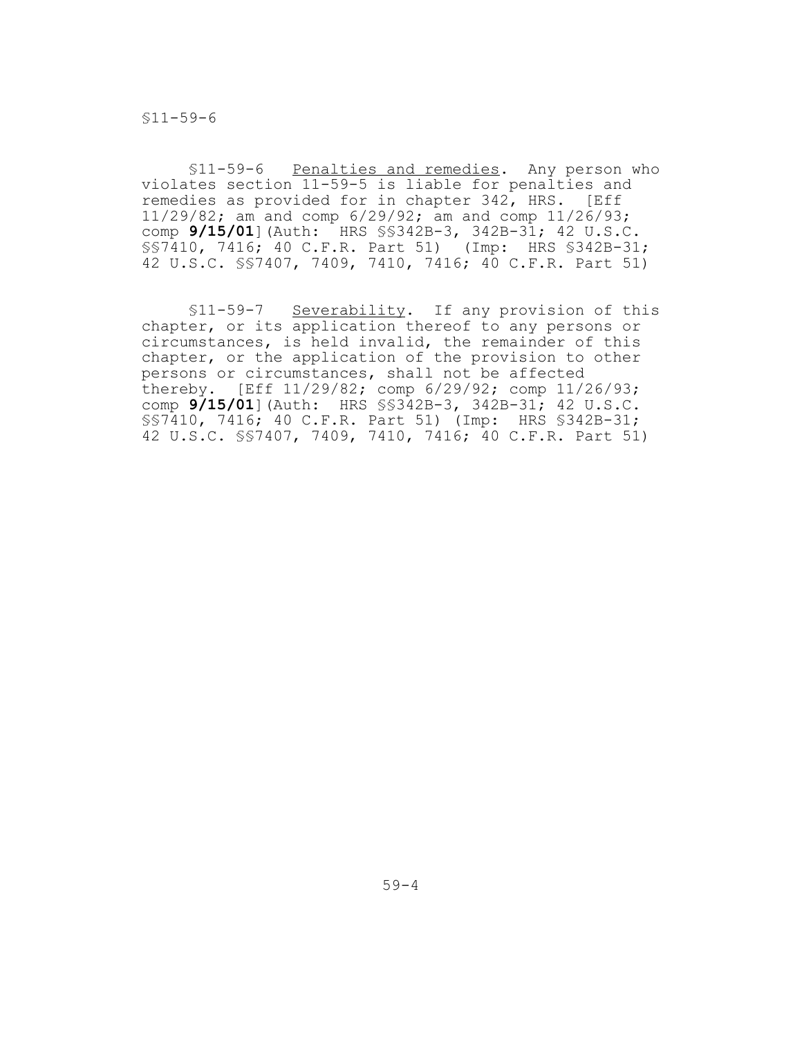§11-59-6 Penalties and remedies. Any person who violates section 11-59-5 is liable for penalties and remedies as provided for in chapter 342, HRS. [Eff 11/29/82; am and comp 6/29/92; am and comp 11/26/93; comp **9/15/01**](Auth: HRS §§342B-3, 342B-31; 42 U.S.C. §§7410, 7416; 40 C.F.R. Part 51) (Imp: HRS §342B-31; 42 U.S.C. §§7407, 7409, 7410, 7416; 40 C.F.R. Part 51)

§11-59-7 Severability. If any provision of this chapter, or its application thereof to any persons or circumstances, is held invalid, the remainder of this chapter, or the application of the provision to other persons or circumstances, shall not be affected thereby. [Eff 11/29/82; comp 6/29/92; comp 11/26/93; comp **9/15/01**](Auth: HRS §§342B-3, 342B-31; 42 U.S.C. §§7410, 7416; 40 C.F.R. Part 51) (Imp: HRS §342B-31; 42 U.S.C. §§7407, 7409, 7410, 7416; 40 C.F.R. Part 51)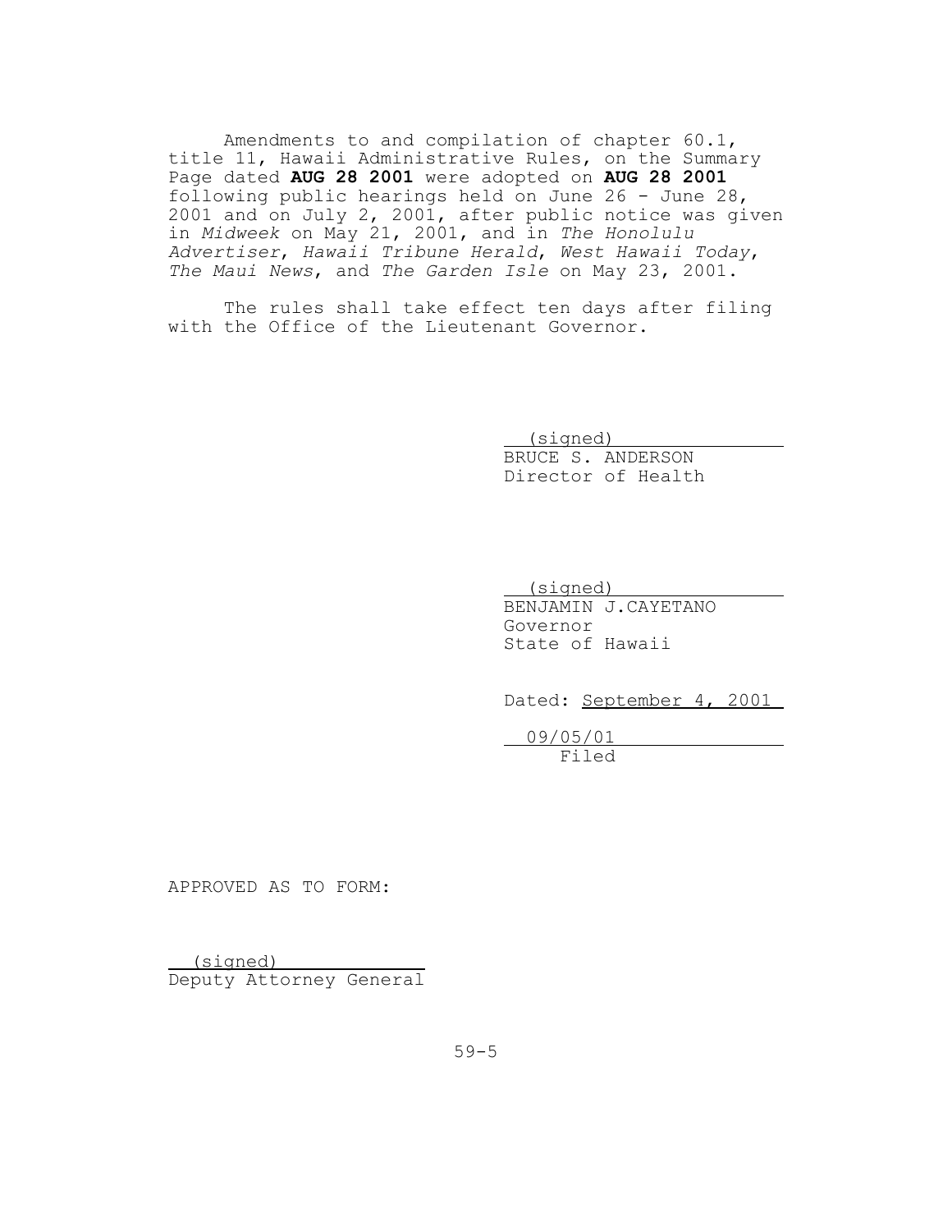Amendments to and compilation of chapter 60.1, title 11, Hawaii Administrative Rules, on the Summary Page dated **AUG 28 2001** were adopted on **AUG 28 2001** following public hearings held on June 26 - June 28, 2001 and on July 2, 2001, after public notice was given in *Midweek* on May 21, 2001, and in *The Honolulu Advertiser*, *Hawaii Tribune Herald*, *West Hawaii Today*, *The Maui News*, and *The Garden Isle* on May 23, 2001.

The rules shall take effect ten days after filing with the Office of the Lieutenant Governor.

(signed)
BRUCE S. ANDERSON
Director of Health

(signed)
BENJAMIN J.CAYETANO
Governor
State of Hawaii

Dated: September 4, 2001

09/05/01
Filed

APPROVED AS TO FORM:

(signed)
Deputy Attorney General